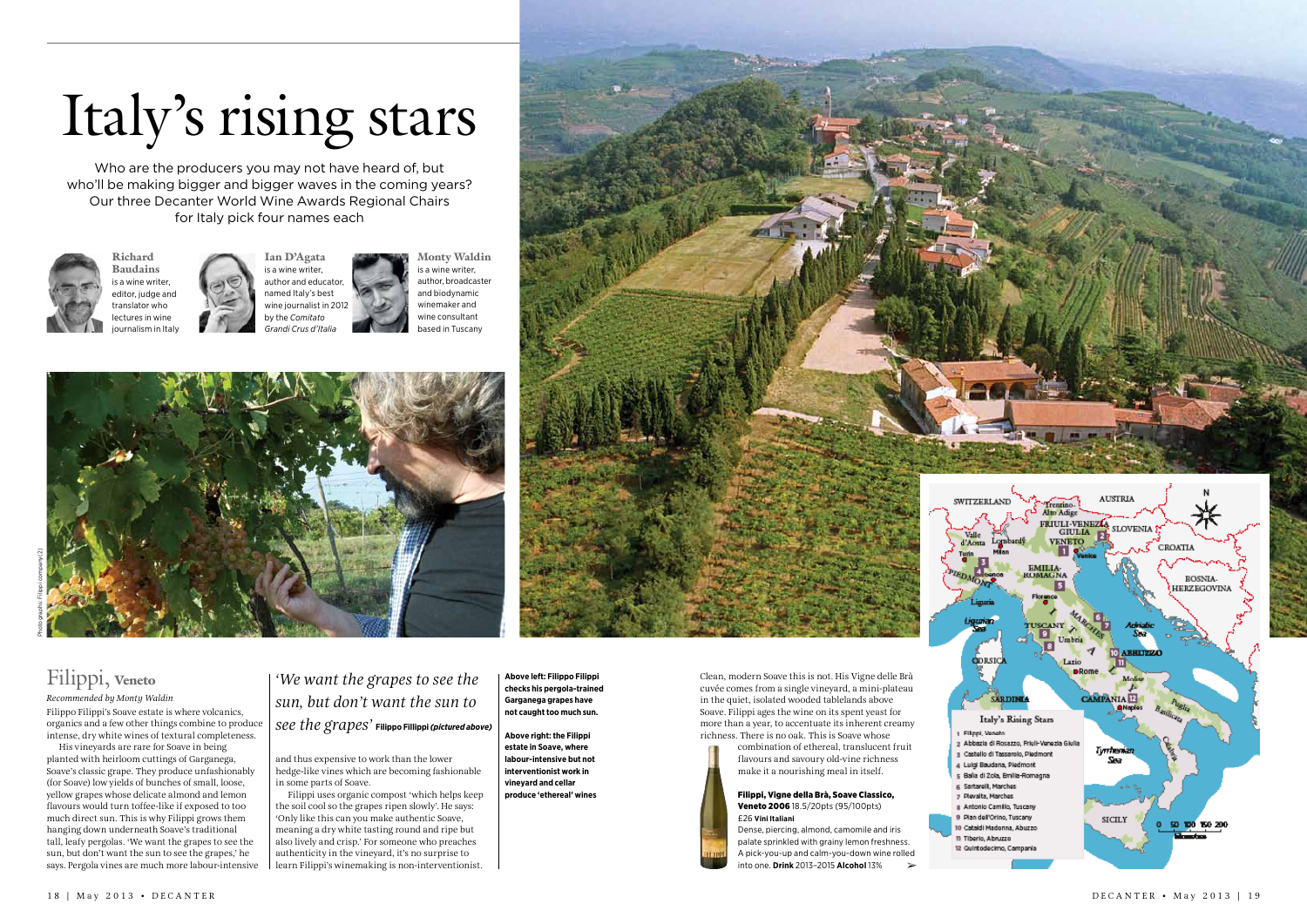# Italy's rising stars

Who are the producers you may not have heard of, but who'll be making bigger and bigger waves in the coming years? Our three Decanter World Wine Awards Regional Chairs for Italy pick four names each

**Richard Baudains** is a wine writer, editor, judge and translator who lectures in wine journalism in Italy

**Ian D'Agata** is a wine writer, author and educator, named Italy's best wine journalist in 2012 by the *Comitato Grandi Crus d'Italia*

**Monty Waldin** is a wine writer, author, broadcaster and biodynamic winemaker and wine consultant based in Tuscany

Photographs: Filippi company (2)

## Filippi, Veneto

*Recommended by Monty Waldin*

Filippo Filippi's Soave estate is where volcanics, organics and a few other things combine to produce intense, dry white wines of textural completeness.

His vineyards are rare for Soave in being planted with heirloom cuttings of Garganega, Soave's classic grape. They produce unfashionably (for Soave) low yields of bunches of small, loose, yellow grapes whose delicate almond and lemon flavours would turn toffee-like if exposed to too much direct sun. This is why Filippi grows them hanging down underneath Soave's traditional tall, leafy pergolas. 'We want the grapes to see the sun, but don't want the sun to see the grapes,' he says. Pergola vines are much more labour-intensive and thus expensive to work than the lower hedge-like vines which are becoming fashionable in some parts of Soave.

*'We want the grapes to see the sun, but don't want the sun to see the grapes'* **Filippo Filippi** *(pictured above)*

Filippi uses organic compost 'which helps keep the soil cool so the grapes ripen slowly'. He says: 'Only like this can you make authentic Soave, meaning a dry white tasting round and ripe but also lively and crisp.' For someone who preaches authenticity in the vineyard, it's no surprise to learn Filippi's winemaking is non-interventionist.

**Above left: Filippo Filippi checks his pergola-trained Garganega grapes have not caught too much sun.**

**Above right: the Filippi estate in Soave, where labour-intensive but not interventionist work in vineyard and cellar produce 'ethereal' wines**

Clean, modern Soave this is not. His Vigne delle Brà cuvée comes from a single vineyard, a mini-plateau in the quiet, isolated wooded tablelands above Soave. Filippi ages the wine on its spent yeast for more than a year, to accentuate its inherent creamy richness. There is no oak. This is Soave whose combination of ethereal, translucent fruit flavours and savoury old-vine richness make it a nourishing meal in itself.

**Filippi, Vigne della Brà, Soave Classico, Veneto 2006** 18.5/20pts (95/100pts)
£26 **Vini Italiani**
Dense, piercing, almond, camomile and iris palate sprinkled with grainy lemon freshness. A pick-you-up and calm-you-down wine rolled into one. **Drink** 2013–2015 **Alcohol** 13%

**Italy's Rising Stars**

1. Filippi, Veneto
2. Abbazia di Rosazzo, Friuli-Venezia Giulia
3. Castello di Tassarolo, Piedmont
4. Luigi Baudana, Piedmont
5. Balìa di Zola, Emilia-Romagna
6. Sartarelli, Marches
7. Pievalta, Marches
8. Pian dell'Orino, Tuscany
9. Antonio Camillo, Tuscany
10. Cataldi Madonna, Abuzzo
11. Tiberio, Abruzzo
12. Quintodecimo, Campania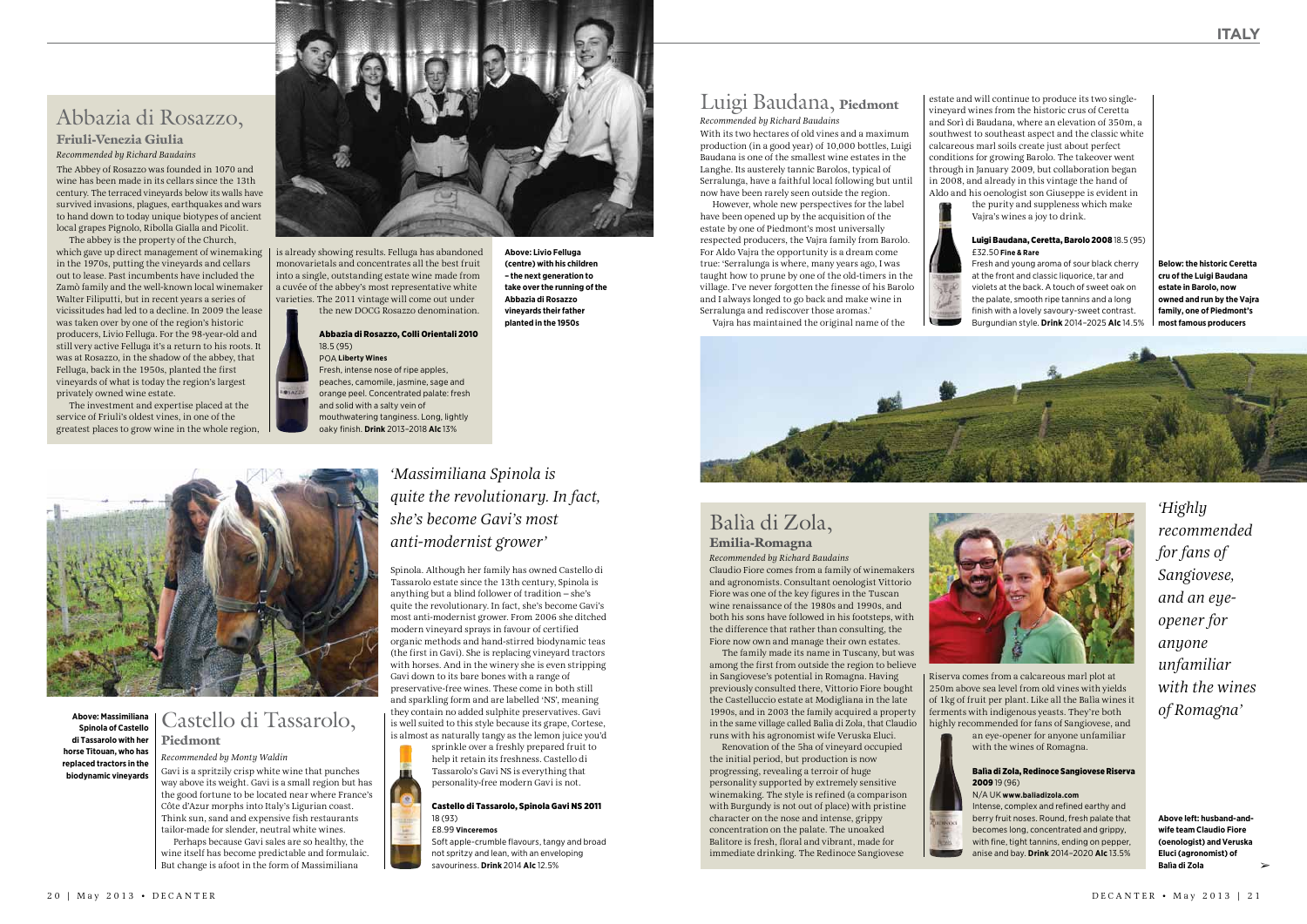# Abbazia di Rosazzo,

## Friuli-Venezia Giulia

*Recommended by Richard Baudains*

The Abbey of Rosazzo was founded in 1070 and wine has been made in its cellars since the 13th century. The terraced vineyards below its walls have survived invasions, plagues, earthquakes and wars to hand down to today unique biotypes of ancient local grapes Pignolo, Ribolla Gialla and Picolit.

The abbey is the property of the Church, which gave up direct management of winemaking in the 1970s, putting the vineyards and cellars out to lease. Past incumbents have included the Zamò family and the well-known local winemaker Walter Filiputti, but in recent years a series of vicissitudes had led to a decline. In 2009 the lease was taken over by one of the region's historic producers, Livio Felluga. For the 98-year-old and still very active Felluga it's a return to his roots. It was at Rosazzo, in the shadow of the abbey, that Felluga, back in the 1950s, planted the first vineyards of what is today the region's largest privately owned wine estate.

The investment and expertise placed at the service of Friuli's oldest vines, in one of the greatest places to grow wine in the whole region, is already showing results. Felluga has abandoned monovarietals and concentrates all the best fruit into a single, outstanding estate wine made from a cuvée of the abbey's most representative white varieties. The 2011 vintage will come out under the new DOCG Rosazzo denomination.

**Abbazia di Rosazzo, Colli Orientali 2010** 18.5 (95)
POA **Liberty Wines**
Fresh, intense nose of ripe apples, peaches, camomile, jasmine, sage and orange peel. Concentrated palate: fresh and solid with a salty vein of mouthwatering tanginess. Long, lightly oaky finish. **Drink** 2013–2018 **Alc** 13%

**Above: Livio Felluga (centre) with his children – the next generation to take over the running of the Abbazia di Rosazzo vineyards their father planted in the 1950s**

# Castello di Tassarolo,

## Piedmont

*Recommended by Monty Waldin*

Gavi is a spritzily crisp white wine that punches way above its weight. Gavi is a small region but has the good fortune to be located near where France's Côte d'Azur morphs into Italy's Ligurian coast. Think sun, sand and expensive fish restaurants tailor-made for slender, neutral white wines.

Perhaps because Gavi sales are so healthy, the wine itself has become predictable and formulaic. But change is afoot in the form of Massimiliana Spinola. Although her family has owned Castello di Tassarolo estate since the 13th century, Spinola is anything but a blind follower of tradition – she's quite the revolutionary. In fact, she's become Gavi's most anti-modernist grower. From 2006 she ditched modern vineyard sprays in favour of certified organic methods and hand-stirred biodynamic teas (the first in Gavi). She is replacing vineyard tractors with horses. And in the winery she is even stripping Gavi down to its bare bones with a range of preservative-free wines. These come in both still and sparkling form and are labelled 'NS', meaning they contain no added sulphite preservatives. Gavi is well suited to this style because its grape, Cortese, is almost as naturally tangy as the lemon juice you'd sprinkle over a freshly prepared fruit to help it retain its freshness. Castello di Tassarolo's Gavi NS is everything that personality-free modern Gavi is not.

*'Massimiliana Spinola is quite the revolutionary. In fact, she's become Gavi's most anti-modernist grower'*

**Castello di Tassarolo, Spinola Gavi NS 2011** 18 (93)
£8.99 **Vinceremos**
Soft apple-crumble flavours, tangy and broad not spritzy and lean, with an enveloping savouriness. **Drink** 2014 **Alc** 12.5%

**Above: Massimiliana Spinola of Castello di Tassarolo with her horse Titouan, who has replaced tractors in the biodynamic vineyards**

# Luigi Baudana, Piedmont

*Recommended by Richard Baudains*

With its two hectares of old vines and a maximum production (in a good year) of 10,000 bottles, Luigi Baudana is one of the smallest wine estates in the Langhe. Its austerely tannic Barolos, typical of Serralunga, have a faithful local following but until now have been rarely seen outside the region.

However, whole new perspectives for the label have been opened up by the acquisition of the estate by one of Piedmont's most universally respected producers, the Vajra family from Barolo. For Aldo Vajra the opportunity is a dream come true: 'Serralunga is where, many years ago, I was taught how to prune by one of the old-timers in the village. I've never forgotten the finesse of his Barolo and I always longed to go back and make wine in Serralunga and rediscover those aromas.'

Vajra has maintained the original name of the estate and will continue to produce its two single-vineyard wines from the historic crus of Ceretta and Sorì di Baudana, where an elevation of 350m, a southwest to southeast aspect and the classic white calcareous marl soils create just about perfect conditions for growing Barolo. The takeover went through in January 2009, but collaboration began in 2008, and already in this vintage the hand of Aldo and his oenologist son Giuseppe is evident in the purity and suppleness which make Vajra's wines a joy to drink.

**Luigi Baudana, Ceretta, Barolo 2008** 18.5 (95)
£32.50 **Fine & Rare**
Fresh and young aroma of sour black cherry at the front and classic liquorice, tar and violets at the back. A touch of sweet oak on the palate, smooth ripe tannins and a long finish with a lovely savoury-sweet contrast. Burgundian style. **Drink** 2014–2025 **Alc** 14.5%

**Below: the historic Ceretta cru of the Luigi Baudana estate in Barolo, now owned and run by the Vajra family, one of Piedmont's most famous producers**

# Balìa di Zola,

## Emilia-Romagna

*Recommended by Richard Baudains*

Claudio Fiore comes from a family of winemakers and agronomists. Consultant oenologist Vittorio Fiore was one of the key figures in the Tuscan wine renaissance of the 1980s and 1990s, and both his sons have followed in his footsteps, with the difference that rather than consulting, the Fiore now own and manage their own estates.

The family made its name in Tuscany, but was among the first from outside the region to believe in Sangiovese's potential in Romagna. Having previously consulted there, Vittorio Fiore bought the Castelluccio estate at Modigliana in the late 1990s, and in 2003 the family acquired a property in the same village called Balìa di Zola, that Claudio runs with his agronomist wife Veruska Eluci.

Renovation of the 5ha of vineyard occupied the initial period, but production is now progressing, revealing a terroir of huge personality supported by extremely sensitive winemaking. The style is refined (a comparison with Burgundy is not out of place) with pristine character on the nose and intense, grippy concentration on the palate. The unoaked Balitore is fresh, floral and vibrant, made for immediate drinking. The Redinoce Sangiovese Riserva comes from a calcareous marl plot at 250m above sea level from old vines with yields of 1kg of fruit per plant. Like all the Balìa wines it ferments with indigenous yeasts. They're both highly recommended for fans of Sangiovese, and an eye-opener for anyone unfamiliar with the wines of Romagna.

*'Highly recommended for fans of Sangiovese, and an eye-opener for anyone unfamiliar with the wines of Romagna'*

**Balìa di Zola, Redinoce Sangiovese Riserva 2009** 19 (96)
N/A UK **www.baliadizola.com**
Intense, complex and refined earthy and berry fruit noses. Round, fresh palate that becomes long, concentrated and grippy, with fine, tight tannins, ending on pepper, anise and bay. **Drink** 2014–2020 **Alc** 13.5%

**Above left: husband-and-wife team Claudio Fiore (oenologist) and Veruska Eluci (agronomist) of Balìa di Zola**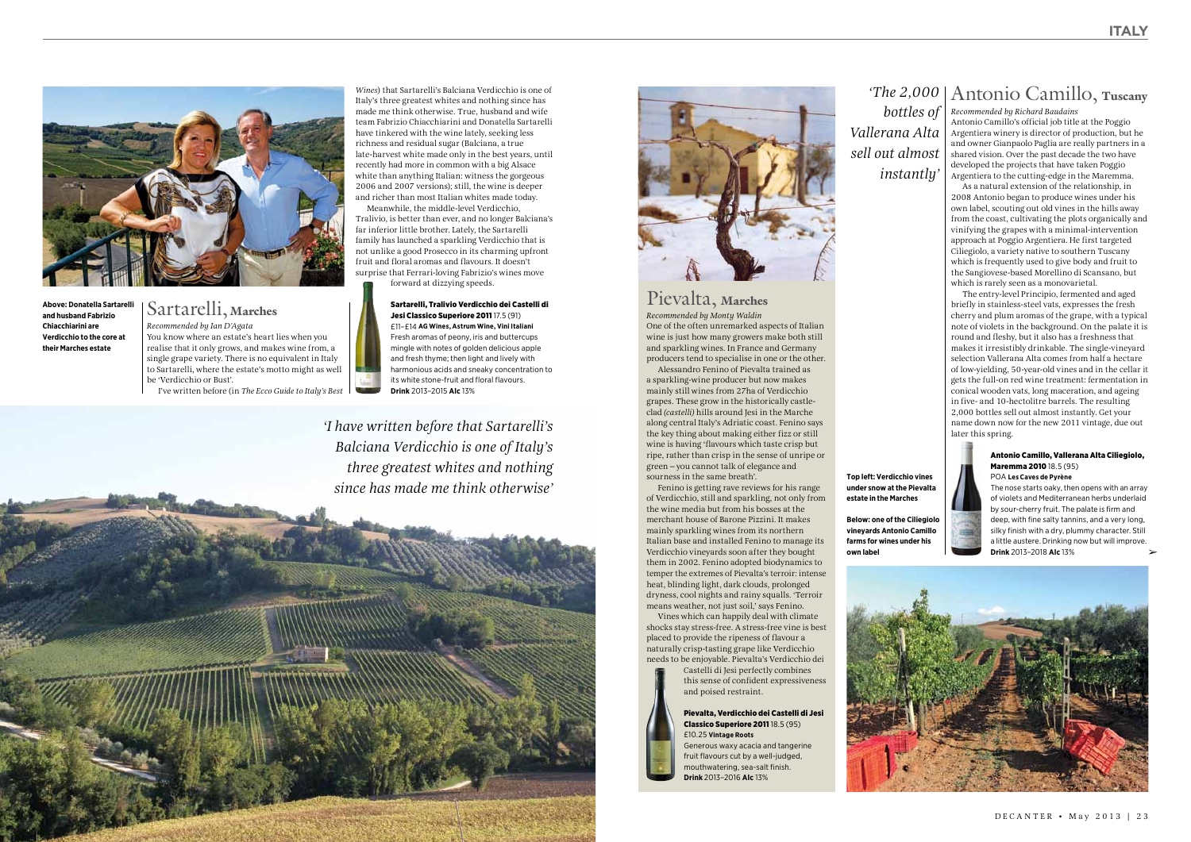Above: Donatella Sartarelli and husband Fabrizio Chiacchiarini are Verdicchio to the core at their Marches estate

## Sartarelli, Marches

*Recommended by Ian D'Agata*

You know where an estate's heart lies when you realise that it only grows, and makes wine from, a single grape variety. There is no equivalent in Italy to Sartarelli, where the estate's motto might as well be 'Verdicchio or Bust'.

I've written before (in *The Ecco Guide to Italy's Best Wines*) that Sartarelli's Balciana Verdicchio is one of Italy's three greatest whites and nothing since has made me think otherwise. True, husband and wife team Fabrizio Chiacchiarini and Donatella Sartarelli have tinkered with the wine lately, seeking less richness and residual sugar (Balciana, a true late-harvest white made only in the best years, until recently had more in common with a big Alsace white than anything Italian: witness the gorgeous 2006 and 2007 versions); still, the wine is deeper and richer than most Italian whites made today.

Meanwhile, the middle-level Verdicchio, Tralivio, is better than ever, and no longer Balciana's far inferior little brother. Lately, the Sartarelli family has launched a sparkling Verdicchio that is not unlike a good Prosecco in its charming upfront fruit and floral aromas and flavours. It doesn't surprise that Ferrari-loving Fabrizio's wines move forward at dizzying speeds.

**Sartarelli, Tralivio Verdicchio dei Castelli di Jesi Classico Superiore 2011** 17.5 (91)
£11–£14 **AG Wines, Astrum Wine, Vini Italiani**
Fresh aromas of peony, iris and buttercups mingle with notes of golden delicious apple and fresh thyme; then light and lively with harmonious acids and sneaky concentration to its white stone-fruit and floral flavours.
**Drink** 2013–2015 **Alc** 13%

*'I have written before that Sartarelli's Balciana Verdicchio is one of Italy's three greatest whites and nothing since has made me think otherwise'*

## Pievalta, Marches

*Recommended by Monty Waldin*

One of the often unremarked aspects of Italian wine is just how many growers make both still and sparkling wines. In France and Germany producers tend to specialise in one or the other.

Alessandro Fenino of Pievalta trained as a sparkling-wine producer but now makes mainly still wines from 27ha of Verdicchio grapes. These grow in the historically castle-clad *(castelli)* hills around Jesi in the Marche along central Italy's Adriatic coast. Fenino says the key thing about making either fizz or still wine is having 'flavours which taste crisp but ripe, rather than crisp in the sense of unripe or green – you cannot talk of elegance and sourness in the same breath'.

Fenino is getting rave reviews for his range of Verdicchio, still and sparkling, not only from the wine media but from his bosses at the merchant house of Barone Pizzini. It makes mainly sparkling wines from its northern Italian base and installed Fenino to manage its Verdicchio vineyards soon after they bought them in 2002. Fenino adopted biodynamics to temper the extremes of Pievalta's terroir: intense heat, blinding light, dark clouds, prolonged dryness, cool nights and rainy squalls. 'Terroir means weather, not just soil,' says Fenino.

Vines which can happily deal with climate shocks stay stress-free. A stress-free vine is best placed to provide the ripeness of flavour a naturally crisp-tasting grape like Verdicchio needs to be enjoyable. Pievalta's Verdicchio dei Castelli di Jesi perfectly combines this sense of confident expressiveness and poised restraint.

**Pievalta, Verdicchio dei Castelli di Jesi Classico Superiore 2011** 18.5 (95)
£10.25 **Vintage Roots**
Generous waxy acacia and tangerine fruit flavours cut by a well-judged, mouthwatering, sea-salt finish.
**Drink** 2013–2016 **Alc** 13%

Top left: Verdicchio vines under snow at the Pievalta estate in the Marches

Below: one of the Ciliegiolo vineyards Antonio Camillo farms for wines under his own label

*'The 2,000 bottles of Vallerana Alta sell out almost instantly'*

## Antonio Camillo, Tuscany

*Recommended by Richard Baudains*

Antonio Camillo's official job title at the Poggio Argentiera winery is director of production, but he and owner Gianpaolo Paglia are really partners in a shared vision. Over the past decade the two have developed the projects that have taken Poggio Argentiera to the cutting-edge in the Maremma.

As a natural extension of the relationship, in 2008 Antonio began to produce wines under his own label, scouting out old vines in the hills away from the coast, cultivating the plots organically and vinifying the grapes with a minimal-intervention approach at Poggio Argentiera. He first targeted Ciliegiolo, a variety native to southern Tuscany which is frequently used to give body and fruit to the Sangiovese-based Morellino di Scansano, but which is rarely seen as a monovarietal.

The entry-level Principio, fermented and aged briefly in stainless-steel vats, expresses the fresh cherry and plum aromas of the grape, with a typical note of violets in the background. On the palate it is round and fleshy, but it also has a freshness that makes it irresistibly drinkable. The single-vineyard selection Vallerana Alta comes from half a hectare of low-yielding, 50-year-old vines and in the cellar it gets the full-on red wine treatment: fermentation in conical wooden vats, long maceration, and ageing in five- and 10-hectolitre barrels. The resulting 2,000 bottles sell out almost instantly. Get your name down now for the new 2011 vintage, due out later this spring.

**Antonio Camillo, Vallerana Alta Ciliegiolo, Maremma 2010** 18.5 (95)
POA **Les Caves de Pyrène**
The nose starts oaky, then opens with an array of violets and Mediterranean herbs underlaid by sour-cherry fruit. The palate is firm and deep, with fine salty tannins, and a very long, silky finish with a dry, plummy character. Still a little austere. Drinking now but will improve.
**Drink** 2013–2018 **Alc** 13%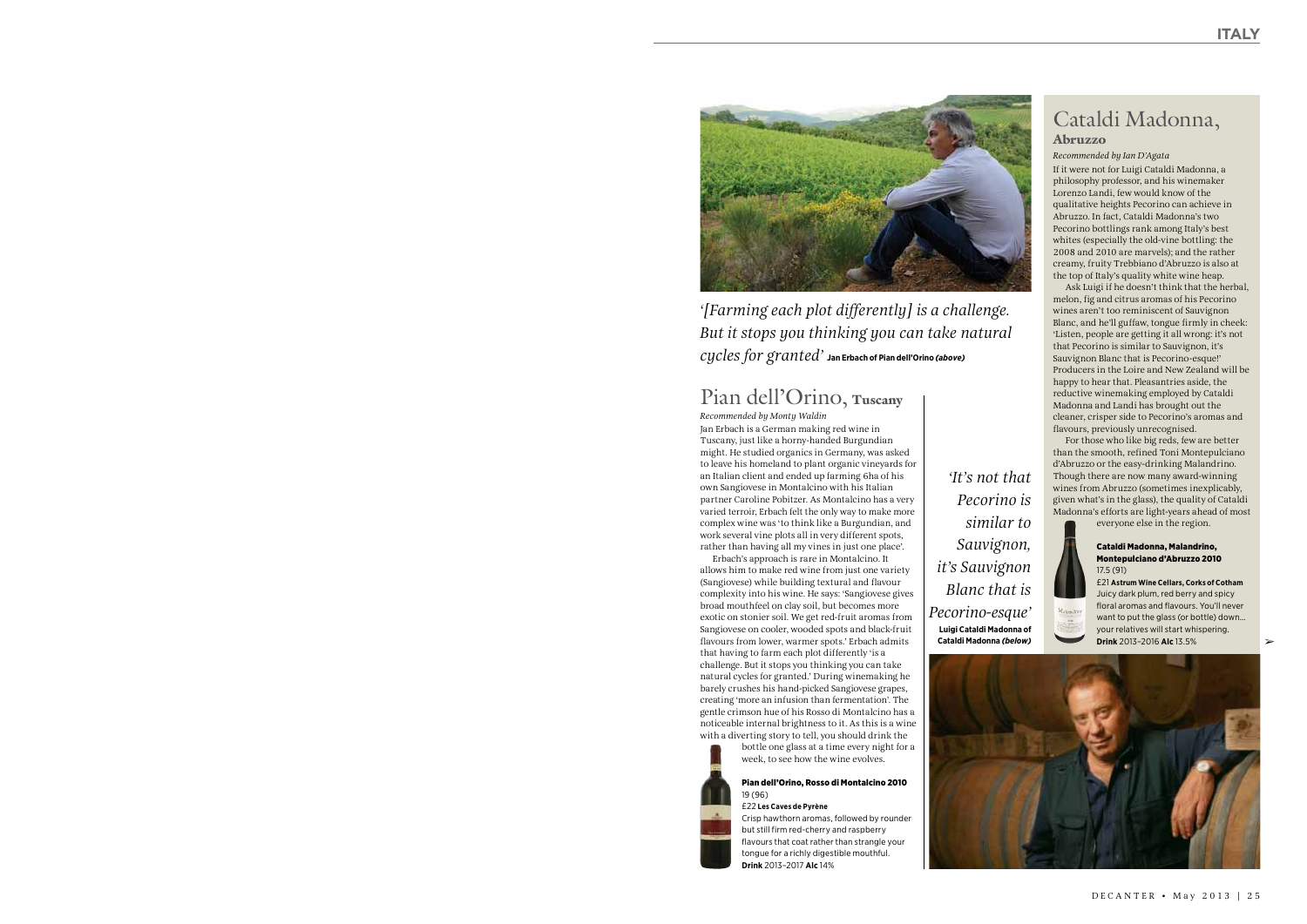*'[Farming each plot differently] is a challenge. But it stops you thinking you can take natural cycles for granted'* **Jan Erbach of Pian dell'Orino *(above)***

## Pian dell'Orino, Tuscany

*Recommended by Monty Waldin*

Jan Erbach is a German making red wine in Tuscany, just like a horny-handed Burgundian might. He studied organics in Germany, was asked to leave his homeland to plant organic vineyards for an Italian client and ended up farming 6ha of his own Sangiovese in Montalcino with his Italian partner Caroline Pobitzer. As Montalcino has a very varied terroir, Erbach felt the only way to make more complex wine was 'to think like a Burgundian, and work several vine plots all in very different spots, rather than having all my vines in just one place'.

Erbach's approach is rare in Montalcino. It allows him to make red wine from just one variety (Sangiovese) while building textural and flavour complexity into his wine. He says: 'Sangiovese gives broad mouthfeel on clay soil, but becomes more exotic on stonier soil. We get red-fruit aromas from Sangiovese on cooler, wooded spots and black-fruit flavours from lower, warmer spots.' Erbach admits that having to farm each plot differently 'is a challenge. But it stops you thinking you can take natural cycles for granted.' During winemaking he barely crushes his hand-picked Sangiovese grapes, creating 'more an infusion than fermentation'. The gentle crimson hue of his Rosso di Montalcino has a noticeable internal brightness to it. As this is a wine with a diverting story to tell, you should drink the bottle one glass at a time every night for a week, to see how the wine evolves.

**Pian dell'Orino, Rosso di Montalcino 2010**
19 (96)
£22 **Les Caves de Pyrène**
Crisp hawthorn aromas, followed by rounder but still firm red-cherry and raspberry flavours that coat rather than strangle your tongue for a richly digestible mouthful.
**Drink** 2013–2017 **Alc** 14%

*'It's not that Pecorino is similar to Sauvignon, it's Sauvignon Blanc that is Pecorino-esque'* **Luigi Cataldi Madonna of Cataldi Madonna *(below)***

## Cataldi Madonna, Abruzzo

*Recommended by Ian D'Agata*

If it were not for Luigi Cataldi Madonna, a philosophy professor, and his winemaker Lorenzo Landi, few would know of the qualitative heights Pecorino can achieve in Abruzzo. In fact, Cataldi Madonna's two Pecorino bottlings rank among Italy's best whites (especially the old-vine bottling: the 2008 and 2010 are marvels); and the rather creamy, fruity Trebbiano d'Abruzzo is also at the top of Italy's quality white wine heap.

Ask Luigi if he doesn't think that the herbal, melon, fig and citrus aromas of his Pecorino wines aren't too reminiscent of Sauvignon Blanc, and he'll guffaw, tongue firmly in cheek: 'Listen, people are getting it all wrong: it's not that Pecorino is similar to Sauvignon, it's Sauvignon Blanc that is Pecorino-esque!' Producers in the Loire and New Zealand will be happy to hear that. Pleasantries aside, the reductive winemaking employed by Cataldi Madonna and Landi has brought out the cleaner, crisper side to Pecorino's aromas and flavours, previously unrecognised.

For those who like big reds, few are better than the smooth, refined Toni Montepulciano d'Abruzzo or the easy-drinking Malandrino. Though there are now many award-winning wines from Abruzzo (sometimes inexplicably, given what's in the glass), the quality of Cataldi Madonna's efforts are light-years ahead of most everyone else in the region.

**Cataldi Madonna, Malandrino, Montepulciano d'Abruzzo 2010**
17.5 (91)
£21 **Astrum Wine Cellars, Corks of Cotham**
Juicy dark plum, red berry and spicy floral aromas and flavours. You'll never want to put the glass (or bottle) down… your relatives will start whispering.
**Drink** 2013–2016 **Alc** 13.5%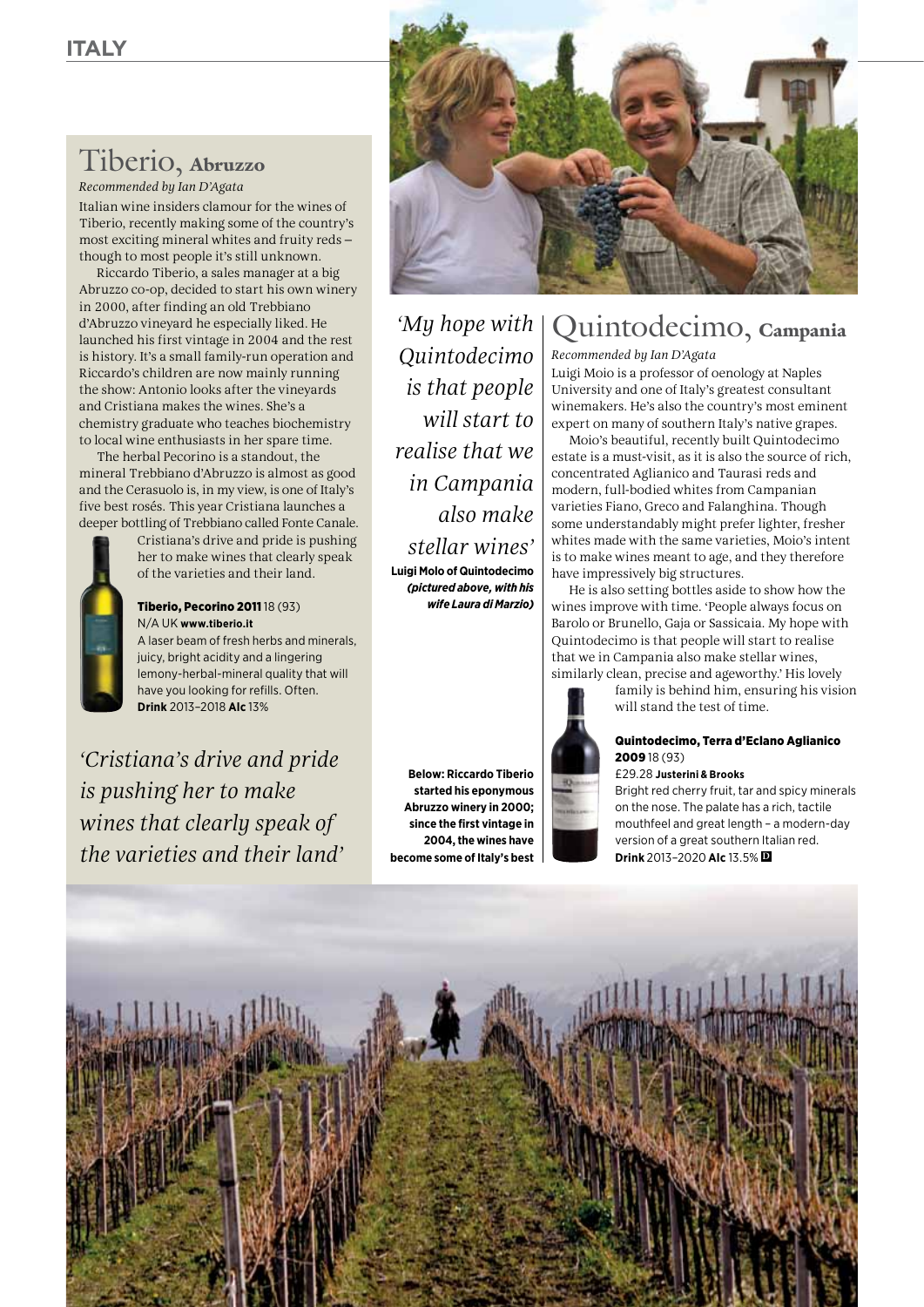## Tiberio, Abruzzo

*Recommended by Ian D'Agata*

Italian wine insiders clamour for the wines of Tiberio, recently making some of the country's most exciting mineral whites and fruity reds – though to most people it's still unknown.

Riccardo Tiberio, a sales manager at a big Abruzzo co-op, decided to start his own winery in 2000, after finding an old Trebbiano d'Abruzzo vineyard he especially liked. He launched his first vintage in 2004 and the rest is history. It's a small family-run operation and Riccardo's children are now mainly running the show: Antonio looks after the vineyards and Cristiana makes the wines. She's a chemistry graduate who teaches biochemistry to local wine enthusiasts in her spare time.

The herbal Pecorino is a standout, the mineral Trebbiano d'Abruzzo is almost as good and the Cerasuolo is, in my view, is one of Italy's five best rosés. This year Cristiana launches a deeper bottling of Trebbiano called Fonte Canale. Cristiana's drive and pride is pushing her to make wines that clearly speak of the varieties and their land.

**Tiberio, Pecorino 2011** 18 (93)
N/A UK **www.tiberio.it**
A laser beam of fresh herbs and minerals, juicy, bright acidity and a lingering lemony-herbal-mineral quality that will have you looking for refills. Often.
**Drink** 2013–2018 **Alc** 13%

*'Cristiana's drive and pride is pushing her to make wines that clearly speak of the varieties and their land'*

*'My hope with Quintodecimo is that people will start to realise that we in Campania also make stellar wines'*

**Luigi Molo of Quintodecimo *(pictured above, with his wife Laura di Marzio)***

**Below: Riccardo Tiberio started his eponymous Abruzzo winery in 2000; since the first vintage in 2004, the wines have become some of Italy's best**

## Quintodecimo, Campania

*Recommended by Ian D'Agata*

Luigi Moio is a professor of oenology at Naples University and one of Italy's greatest consultant winemakers. He's also the country's most eminent expert on many of southern Italy's native grapes.

Moio's beautiful, recently built Quintodecimo estate is a must-visit, as it is also the source of rich, concentrated Aglianico and Taurasi reds and modern, full-bodied whites from Campanian varieties Fiano, Greco and Falanghina. Though some understandably might prefer lighter, fresher whites made with the same varieties, Moio's intent is to make wines meant to age, and they therefore have impressively big structures.

He is also setting bottles aside to show how the wines improve with time. 'People always focus on Barolo or Brunello, Gaja or Sassicaia. My hope with Quintodecimo is that people will start to realise that we in Campania also make stellar wines, similarly clean, precise and ageworthy.' His lovely family is behind him, ensuring his vision will stand the test of time.

**Quintodecimo, Terra d'Eclano Aglianico 2009** 18 (93)
£29.28 **Justerini & Brooks**
Bright red cherry fruit, tar and spicy minerals on the nose. The palate has a rich, tactile mouthfeel and great length – a modern-day version of a great southern Italian red.
**Drink** 2013–2020 **Alc** 13.5% D